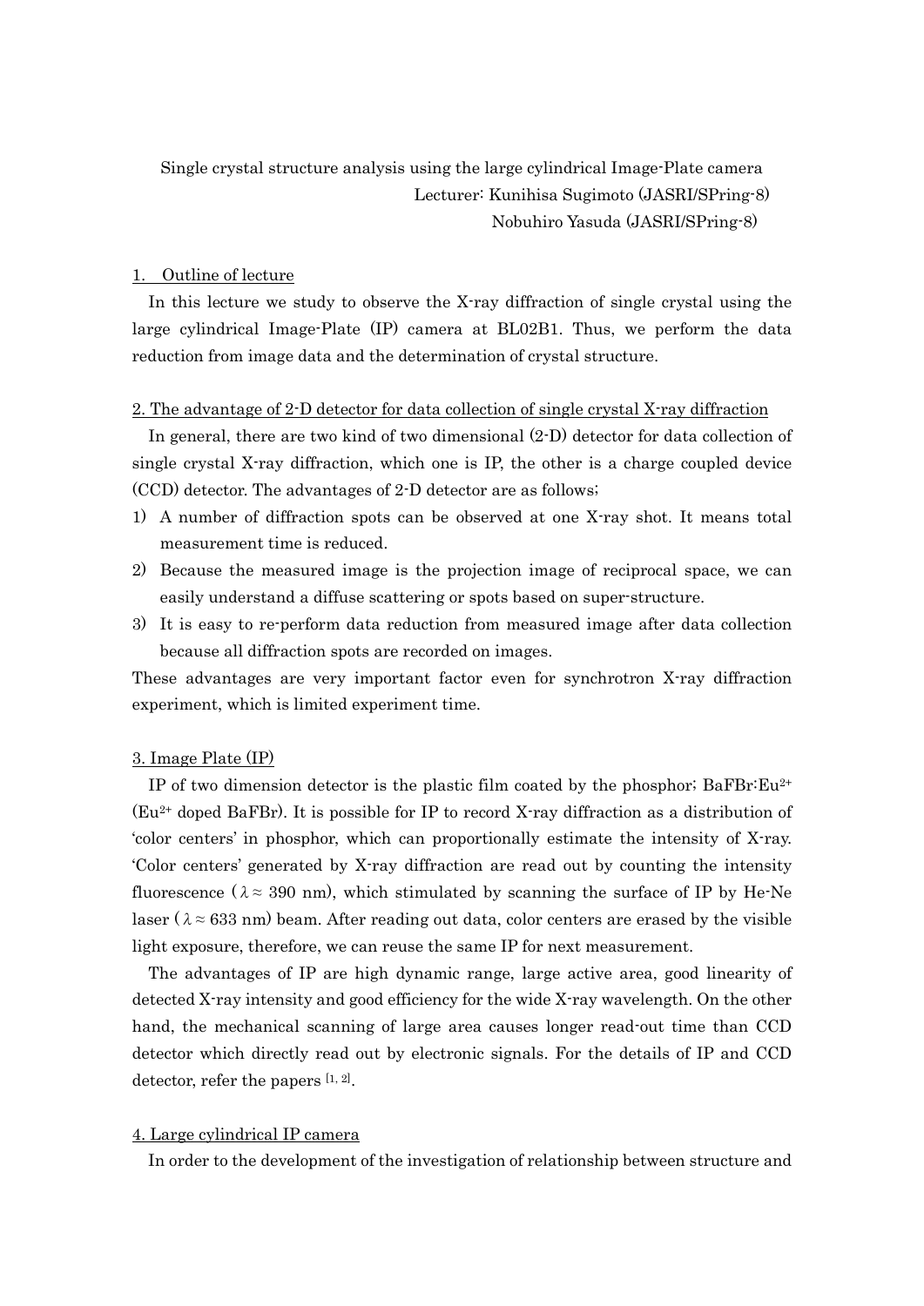Single crystal structure analysis using the large cylindrical Image-Plate camera

Lecturer: Kunihisa Sugimoto (JASRI/SPring-8)

Nobuhiro Yasuda (JASRI/SPring-8)

## 1. Outline of lecture

In this lecture we study to observe the X-ray diffraction of single crystal using the large cylindrical Image-Plate (IP) camera at BL02B1. Thus, we perform the data reduction from image data and the determination of crystal structure.

## 2. The advantage of 2-D detector for data collection of single crystal X-ray diffraction

In general, there are two kind of two dimensional (2-D) detector for data collection of single crystal X-ray diffraction, which one is IP, the other is a charge coupled device (CCD) detector. The advantages of 2-D detector are as follows;

1) A number of diffraction spots can be observed at one X-ray shot. It means total measurement time is reduced.
2) Because the measured image is the projection image of reciprocal space, we can easily understand a diffuse scattering or spots based on super-structure.
3) It is easy to re-perform data reduction from measured image after data collection because all diffraction spots are recorded on images.

These advantages are very important factor even for synchrotron X-ray diffraction experiment, which is limited experiment time.

## 3. Image Plate (IP)

IP of two dimension detector is the plastic film coated by the phosphor; $BaFBr{:}Eu^{2+}$ ($Eu^{2+}$ doped BaFBr). It is possible for IP to record X-ray diffraction as a distribution of 'color centers' in phosphor, which can proportionally estimate the intensity of X-ray. 'Color centers' generated by X-ray diffraction are read out by counting the intensity fluorescence ($\lambda \approx 390$ nm), which stimulated by scanning the surface of IP by He-Ne laser ($\lambda \approx 633$ nm) beam. After reading out data, color centers are erased by the visible light exposure, therefore, we can reuse the same IP for next measurement.

The advantages of IP are high dynamic range, large active area, good linearity of detected X-ray intensity and good efficiency for the wide X-ray wavelength. On the other hand, the mechanical scanning of large area causes longer read-out time than CCD detector which directly read out by electronic signals. For the details of IP and CCD detector, refer the papers [1, 2].

## 4. Large cylindrical IP camera

In order to the development of the investigation of relationship between structure and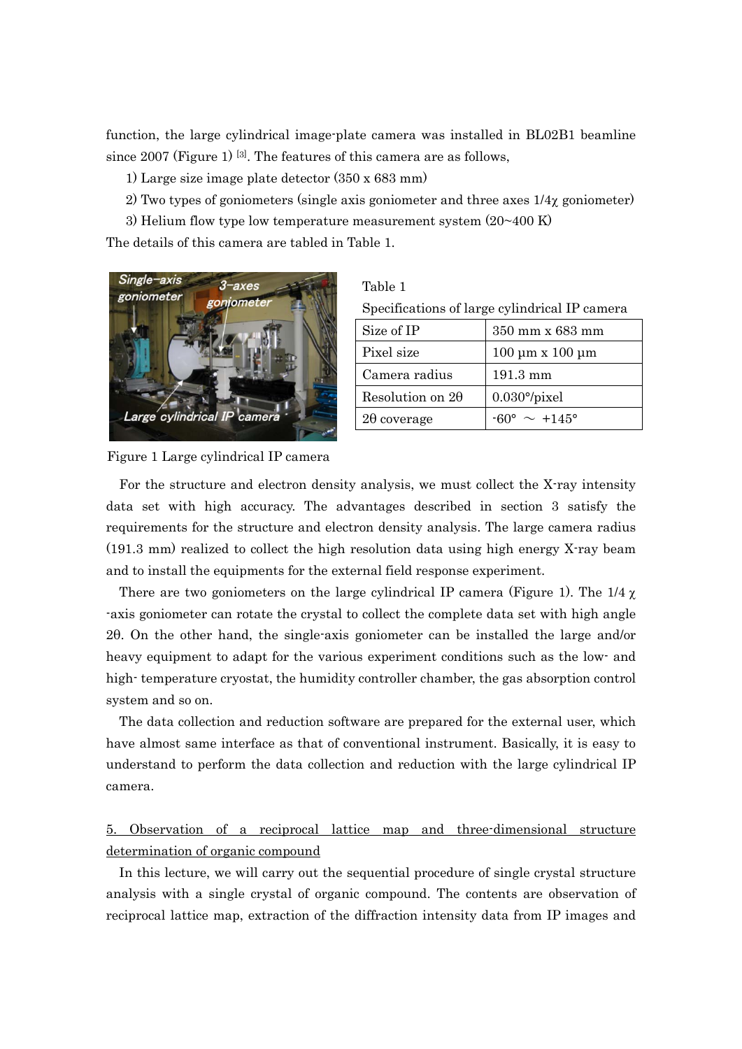function, the large cylindrical image-plate camera was installed in BL02B1 beamline since 2007 (Figure 1) [3]. The features of this camera are as follows,

1) Large size image plate detector (350 x 683 mm)
2) Two types of goniometers (single axis goniometer and three axes 1/4χ goniometer)
3) Helium flow type low temperature measurement system (20~400 K)

The details of this camera are tabled in Table 1.

Figure 1 Large cylindrical IP camera

Table 1
Specifications of large cylindrical IP camera

| Size of IP | 350 mm x 683 mm |
|---|---|
| Pixel size | 100 μm x 100 μm |
| Camera radius | 191.3 mm |
| Resolution on 2θ | 0.030°/pixel |
| 2θ coverage | -60° ～ +145° |

For the structure and electron density analysis, we must collect the X-ray intensity data set with high accuracy. The advantages described in section 3 satisfy the requirements for the structure and electron density analysis. The large camera radius (191.3 mm) realized to collect the high resolution data using high energy X-ray beam and to install the equipments for the external field response experiment.

There are two goniometers on the large cylindrical IP camera (Figure 1). The 1/4 χ -axis goniometer can rotate the crystal to collect the complete data set with high angle 2θ. On the other hand, the single-axis goniometer can be installed the large and/or heavy equipment to adapt for the various experiment conditions such as the low- and high- temperature cryostat, the humidity controller chamber, the gas absorption control system and so on.

The data collection and reduction software are prepared for the external user, which have almost same interface as that of conventional instrument. Basically, it is easy to understand to perform the data collection and reduction with the large cylindrical IP camera.

## 5. Observation of a reciprocal lattice map and three-dimensional structure determination of organic compound

In this lecture, we will carry out the sequential procedure of single crystal structure analysis with a single crystal of organic compound. The contents are observation of reciprocal lattice map, extraction of the diffraction intensity data from IP images and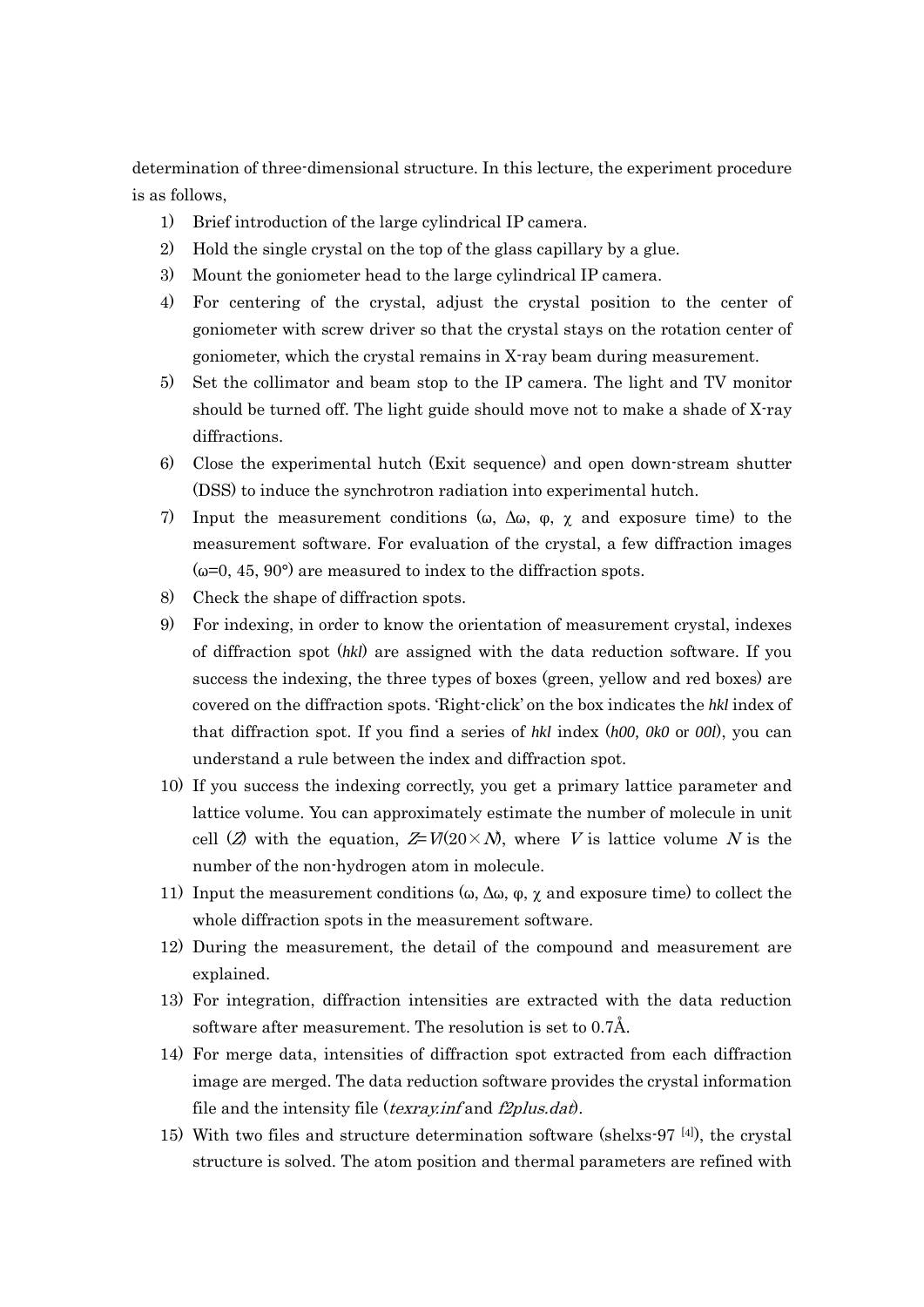determination of three-dimensional structure. In this lecture, the experiment procedure is as follows,

1) Brief introduction of the large cylindrical IP camera.
2) Hold the single crystal on the top of the glass capillary by a glue.
3) Mount the goniometer head to the large cylindrical IP camera.
4) For centering of the crystal, adjust the crystal position to the center of goniometer with screw driver so that the crystal stays on the rotation center of goniometer, which the crystal remains in X-ray beam during measurement.
5) Set the collimator and beam stop to the IP camera. The light and TV monitor should be turned off. The light guide should move not to make a shade of X-ray diffractions.
6) Close the experimental hutch (Exit sequence) and open down-stream shutter (DSS) to induce the synchrotron radiation into experimental hutch.
7) Input the measurement conditions ($\omega$, $\Delta\omega$, $\varphi$, $\chi$ and exposure time) to the measurement software. For evaluation of the crystal, a few diffraction images ($\omega$=0, 45, 90°) are measured to index to the diffraction spots.
8) Check the shape of diffraction spots.
9) For indexing, in order to know the orientation of measurement crystal, indexes of diffraction spot (*hkl*) are assigned with the data reduction software. If you success the indexing, the three types of boxes (green, yellow and red boxes) are covered on the diffraction spots. 'Right-click' on the box indicates the *hkl* index of that diffraction spot. If you find a series of *hkl* index (*h00, 0k0* or *00l*), you can understand a rule between the index and diffraction spot.
10) If you success the indexing correctly, you get a primary lattice parameter and lattice volume. You can approximately estimate the number of molecule in unit cell ($Z$) with the equation, $Z=V/(20\times N)$, where $V$ is lattice volume $N$ is the number of the non-hydrogen atom in molecule.
11) Input the measurement conditions ($\omega$, $\Delta\omega$, $\varphi$, $\chi$ and exposure time) to collect the whole diffraction spots in the measurement software.
12) During the measurement, the detail of the compound and measurement are explained.
13) For integration, diffraction intensities are extracted with the data reduction software after measurement. The resolution is set to 0.7Å.
14) For merge data, intensities of diffraction spot extracted from each diffraction image are merged. The data reduction software provides the crystal information file and the intensity file (*texray.inf* and *f2plus.dat*).
15) With two files and structure determination software (shelxs-97 [4]), the crystal structure is solved. The atom position and thermal parameters are refined with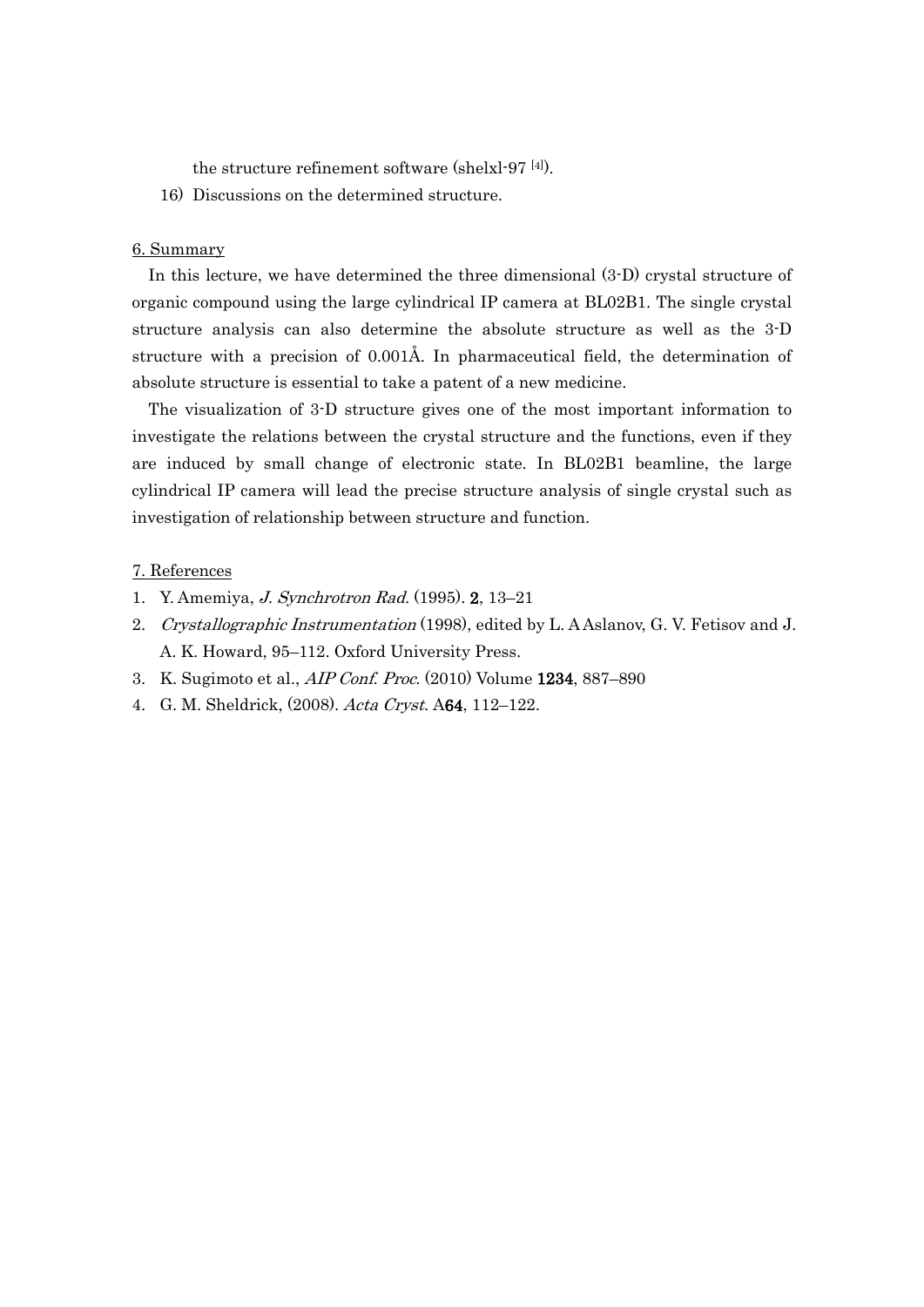the structure refinement software (shelxl-97 [4]).

16) Discussions on the determined structure.

## 6. Summary

In this lecture, we have determined the three dimensional (3-D) crystal structure of organic compound using the large cylindrical IP camera at BL02B1. The single crystal structure analysis can also determine the absolute structure as well as the 3-D structure with a precision of 0.001Å. In pharmaceutical field, the determination of absolute structure is essential to take a patent of a new medicine.

The visualization of 3-D structure gives one of the most important information to investigate the relations between the crystal structure and the functions, even if they are induced by small change of electronic state. In BL02B1 beamline, the large cylindrical IP camera will lead the precise structure analysis of single crystal such as investigation of relationship between structure and function.

## 7. References

1. Y. Amemiya, *J. Synchrotron Rad.* (1995). **2**, 13–21
2. *Crystallographic Instrumentation* (1998), edited by L. A Aslanov, G. V. Fetisov and J. A. K. Howard, 95–112. Oxford University Press.
3. K. Sugimoto et al., *AIP Conf. Proc.* (2010) Volume **1234**, 887–890
4. G. M. Sheldrick, (2008). *Acta Cryst.* A**64**, 112–122.